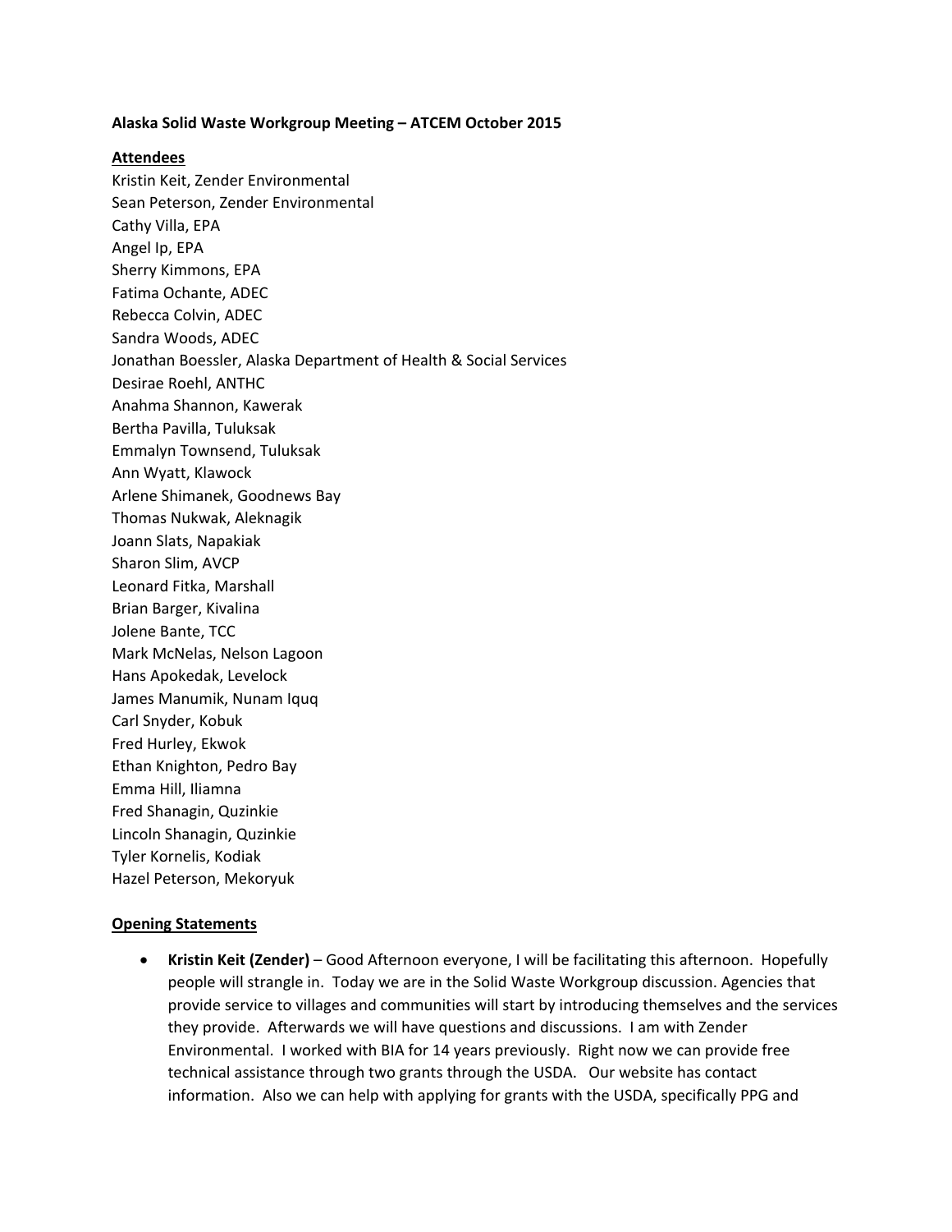**Alaska Solid Waste Workgroup Meeting – ATCEM October 2015**

**Attendees**

Kristin Keit, Zender Environmental
Sean Peterson, Zender Environmental
Cathy Villa, EPA
Angel Ip, EPA
Sherry Kimmons, EPA
Fatima Ochante, ADEC
Rebecca Colvin, ADEC
Sandra Woods, ADEC
Jonathan Boessler, Alaska Department of Health & Social Services
Desirae Roehl, ANTHC
Anahma Shannon, Kawerak
Bertha Pavilla, Tuluksak
Emmalyn Townsend, Tuluksak
Ann Wyatt, Klawock
Arlene Shimanek, Goodnews Bay
Thomas Nukwak, Aleknagik
Joann Slats, Napakiak
Sharon Slim, AVCP
Leonard Fitka, Marshall
Brian Barger, Kivalina
Jolene Bante, TCC
Mark McNelas, Nelson Lagoon
Hans Apokedak, Levelock
James Manumik, Nunam Iquq
Carl Snyder, Kobuk
Fred Hurley, Ekwok
Ethan Knighton, Pedro Bay
Emma Hill, Iliamna
Fred Shanagin, Quzinkie
Lincoln Shanagin, Quzinkie
Tyler Kornelis, Kodiak
Hazel Peterson, Mekoryuk

**Opening Statements**

- **Kristin Keit (Zender)** – Good Afternoon everyone, I will be facilitating this afternoon. Hopefully people will strangle in. Today we are in the Solid Waste Workgroup discussion. Agencies that provide service to villages and communities will start by introducing themselves and the services they provide. Afterwards we will have questions and discussions. I am with Zender Environmental. I worked with BIA for 14 years previously. Right now we can provide free technical assistance through two grants through the USDA. Our website has contact information. Also we can help with applying for grants with the USDA, specifically PPG and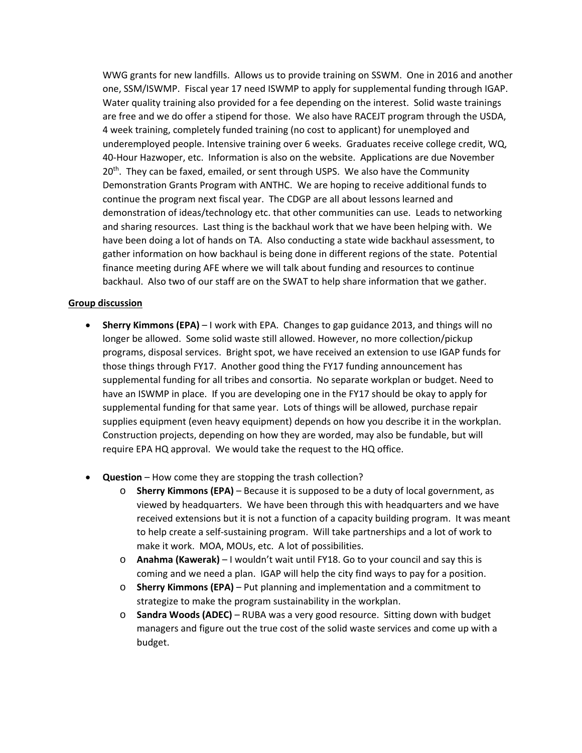WWG grants for new landfills. Allows us to provide training on SSWM. One in 2016 and another one, SSM/ISWMP. Fiscal year 17 need ISWMP to apply for supplemental funding through IGAP. Water quality training also provided for a fee depending on the interest. Solid waste trainings are free and we do offer a stipend for those. We also have RACEJT program through the USDA, 4 week training, completely funded training (no cost to applicant) for unemployed and underemployed people. Intensive training over 6 weeks. Graduates receive college credit, WQ, 40-Hour Hazwoper, etc. Information is also on the website. Applications are due November 20th. They can be faxed, emailed, or sent through USPS. We also have the Community Demonstration Grants Program with ANTHC. We are hoping to receive additional funds to continue the program next fiscal year. The CDGP are all about lessons learned and demonstration of ideas/technology etc. that other communities can use. Leads to networking and sharing resources. Last thing is the backhaul work that we have been helping with. We have been doing a lot of hands on TA. Also conducting a state wide backhaul assessment, to gather information on how backhaul is being done in different regions of the state. Potential finance meeting during AFE where we will talk about funding and resources to continue backhaul. Also two of our staff are on the SWAT to help share information that we gather.

**Group discussion**

- **Sherry Kimmons (EPA)** – I work with EPA. Changes to gap guidance 2013, and things will no longer be allowed. Some solid waste still allowed. However, no more collection/pickup programs, disposal services. Bright spot, we have received an extension to use IGAP funds for those things through FY17. Another good thing the FY17 funding announcement has supplemental funding for all tribes and consortia. No separate workplan or budget. Need to have an ISWMP in place. If you are developing one in the FY17 should be okay to apply for supplemental funding for that same year. Lots of things will be allowed, purchase repair supplies equipment (even heavy equipment) depends on how you describe it in the workplan. Construction projects, depending on how they are worded, may also be fundable, but will require EPA HQ approval. We would take the request to the HQ office.

- **Question** – How come they are stopping the trash collection?
  - **Sherry Kimmons (EPA)** – Because it is supposed to be a duty of local government, as viewed by headquarters. We have been through this with headquarters and we have received extensions but it is not a function of a capacity building program. It was meant to help create a self-sustaining program. Will take partnerships and a lot of work to make it work. MOA, MOUs, etc. A lot of possibilities.
  - **Anahma (Kawerak)** – I wouldn't wait until FY18. Go to your council and say this is coming and we need a plan. IGAP will help the city find ways to pay for a position.
  - **Sherry Kimmons (EPA)** – Put planning and implementation and a commitment to strategize to make the program sustainability in the workplan.
  - **Sandra Woods (ADEC)** – RUBA was a very good resource. Sitting down with budget managers and figure out the true cost of the solid waste services and come up with a budget.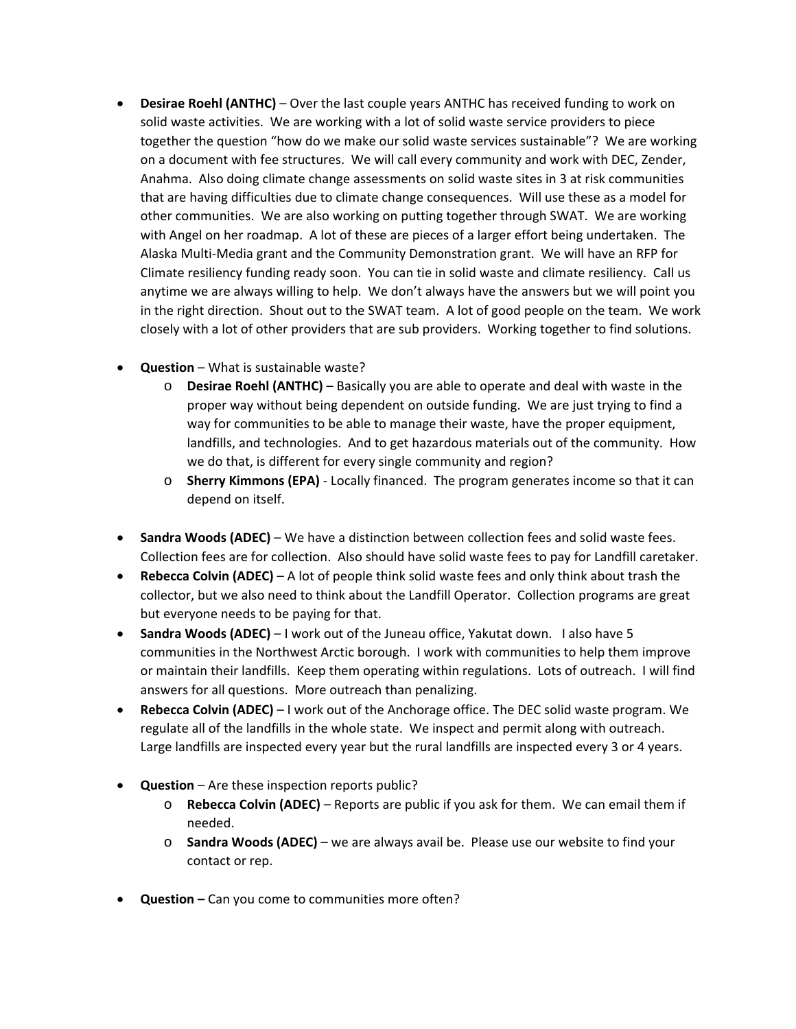- **Desirae Roehl (ANTHC)** – Over the last couple years ANTHC has received funding to work on solid waste activities. We are working with a lot of solid waste service providers to piece together the question "how do we make our solid waste services sustainable"? We are working on a document with fee structures. We will call every community and work with DEC, Zender, Anahma. Also doing climate change assessments on solid waste sites in 3 at risk communities that are having difficulties due to climate change consequences. Will use these as a model for other communities. We are also working on putting together through SWAT. We are working with Angel on her roadmap. A lot of these are pieces of a larger effort being undertaken. The Alaska Multi-Media grant and the Community Demonstration grant. We will have an RFP for Climate resiliency funding ready soon. You can tie in solid waste and climate resiliency. Call us anytime we are always willing to help. We don't always have the answers but we will point you in the right direction. Shout out to the SWAT team. A lot of good people on the team. We work closely with a lot of other providers that are sub providers. Working together to find solutions.

- **Question** – What is sustainable waste?
  - **Desirae Roehl (ANTHC)** – Basically you are able to operate and deal with waste in the proper way without being dependent on outside funding. We are just trying to find a way for communities to be able to manage their waste, have the proper equipment, landfills, and technologies. And to get hazardous materials out of the community. How we do that, is different for every single community and region?
  - **Sherry Kimmons (EPA)** - Locally financed. The program generates income so that it can depend on itself.

- **Sandra Woods (ADEC)** – We have a distinction between collection fees and solid waste fees. Collection fees are for collection. Also should have solid waste fees to pay for Landfill caretaker.
- **Rebecca Colvin (ADEC)** – A lot of people think solid waste fees and only think about trash the collector, but we also need to think about the Landfill Operator. Collection programs are great but everyone needs to be paying for that.
- **Sandra Woods (ADEC)** – I work out of the Juneau office, Yakutat down. I also have 5 communities in the Northwest Arctic borough. I work with communities to help them improve or maintain their landfills. Keep them operating within regulations. Lots of outreach. I will find answers for all questions. More outreach than penalizing.
- **Rebecca Colvin (ADEC)** – I work out of the Anchorage office. The DEC solid waste program. We regulate all of the landfills in the whole state. We inspect and permit along with outreach. Large landfills are inspected every year but the rural landfills are inspected every 3 or 4 years.

- **Question** – Are these inspection reports public?
  - **Rebecca Colvin (ADEC)** – Reports are public if you ask for them. We can email them if needed.
  - **Sandra Woods (ADEC)** – we are always avail be. Please use our website to find your contact or rep.

- **Question –** Can you come to communities more often?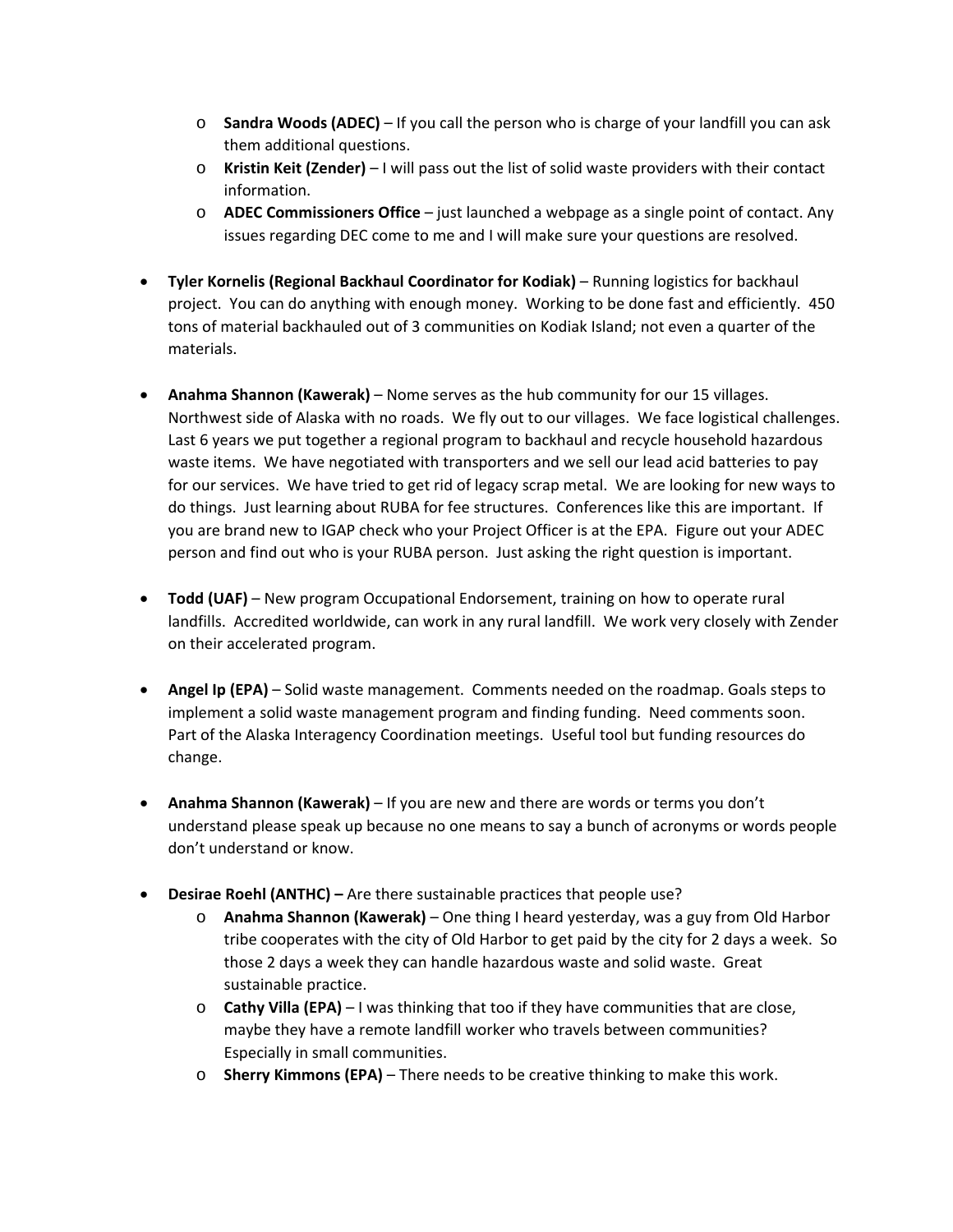- **Sandra Woods (ADEC)** – If you call the person who is charge of your landfill you can ask them additional questions.
  - **Kristin Keit (Zender)** – I will pass out the list of solid waste providers with their contact information.
  - **ADEC Commissioners Office** – just launched a webpage as a single point of contact. Any issues regarding DEC come to me and I will make sure your questions are resolved.

- **Tyler Kornelis (Regional Backhaul Coordinator for Kodiak)** – Running logistics for backhaul project. You can do anything with enough money. Working to be done fast and efficiently. 450 tons of material backhauled out of 3 communities on Kodiak Island; not even a quarter of the materials.

- **Anahma Shannon (Kawerak)** – Nome serves as the hub community for our 15 villages. Northwest side of Alaska with no roads. We fly out to our villages. We face logistical challenges. Last 6 years we put together a regional program to backhaul and recycle household hazardous waste items. We have negotiated with transporters and we sell our lead acid batteries to pay for our services. We have tried to get rid of legacy scrap metal. We are looking for new ways to do things. Just learning about RUBA for fee structures. Conferences like this are important. If you are brand new to IGAP check who your Project Officer is at the EPA. Figure out your ADEC person and find out who is your RUBA person. Just asking the right question is important.

- **Todd (UAF)** – New program Occupational Endorsement, training on how to operate rural landfills. Accredited worldwide, can work in any rural landfill. We work very closely with Zender on their accelerated program.

- **Angel Ip (EPA)** – Solid waste management. Comments needed on the roadmap. Goals steps to implement a solid waste management program and finding funding. Need comments soon. Part of the Alaska Interagency Coordination meetings. Useful tool but funding resources do change.

- **Anahma Shannon (Kawerak)** – If you are new and there are words or terms you don't understand please speak up because no one means to say a bunch of acronyms or words people don't understand or know.

- **Desirae Roehl (ANTHC) –** Are there sustainable practices that people use?
  - **Anahma Shannon (Kawerak)** – One thing I heard yesterday, was a guy from Old Harbor tribe cooperates with the city of Old Harbor to get paid by the city for 2 days a week. So those 2 days a week they can handle hazardous waste and solid waste. Great sustainable practice.
  - **Cathy Villa (EPA)** – I was thinking that too if they have communities that are close, maybe they have a remote landfill worker who travels between communities? Especially in small communities.
  - **Sherry Kimmons (EPA)** – There needs to be creative thinking to make this work.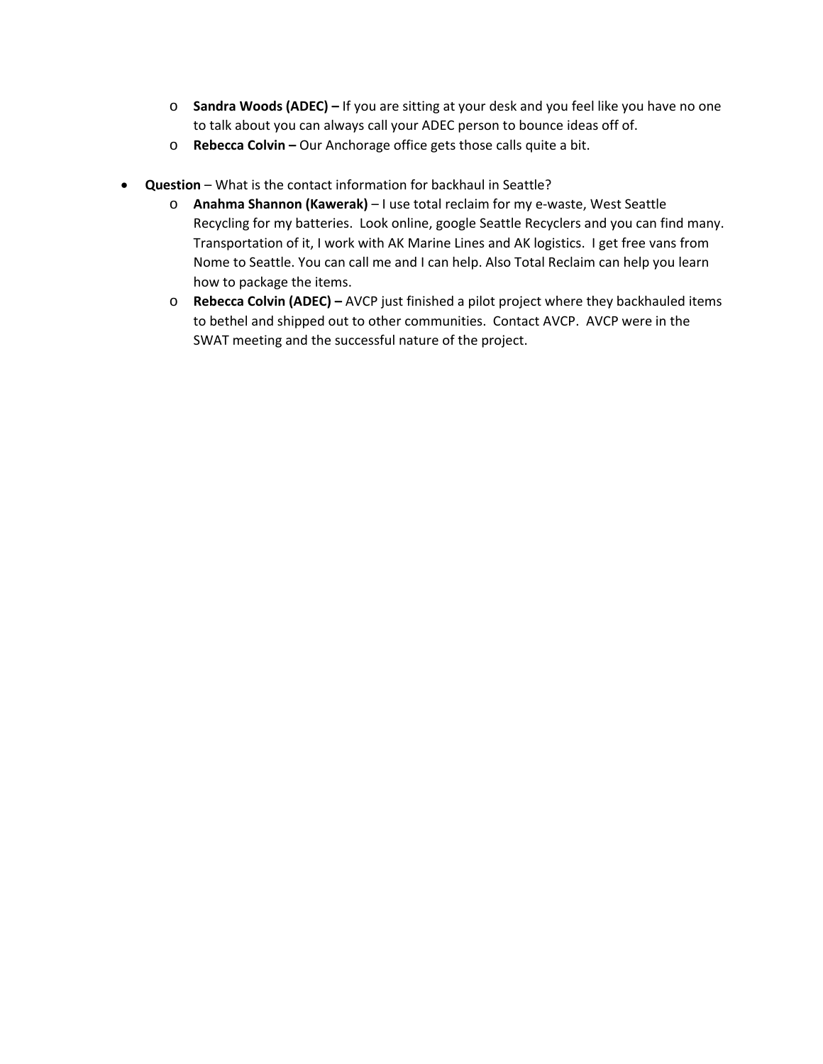- **Sandra Woods (ADEC) –** If you are sitting at your desk and you feel like you have no one to talk about you can always call your ADEC person to bounce ideas off of.
  - **Rebecca Colvin –** Our Anchorage office gets those calls quite a bit.

- **Question** – What is the contact information for backhaul in Seattle?
  - **Anahma Shannon (Kawerak)** – I use total reclaim for my e-waste, West Seattle Recycling for my batteries. Look online, google Seattle Recyclers and you can find many. Transportation of it, I work with AK Marine Lines and AK logistics. I get free vans from Nome to Seattle. You can call me and I can help. Also Total Reclaim can help you learn how to package the items.
  - **Rebecca Colvin (ADEC) –** AVCP just finished a pilot project where they backhauled items to bethel and shipped out to other communities. Contact AVCP. AVCP were in the SWAT meeting and the successful nature of the project.